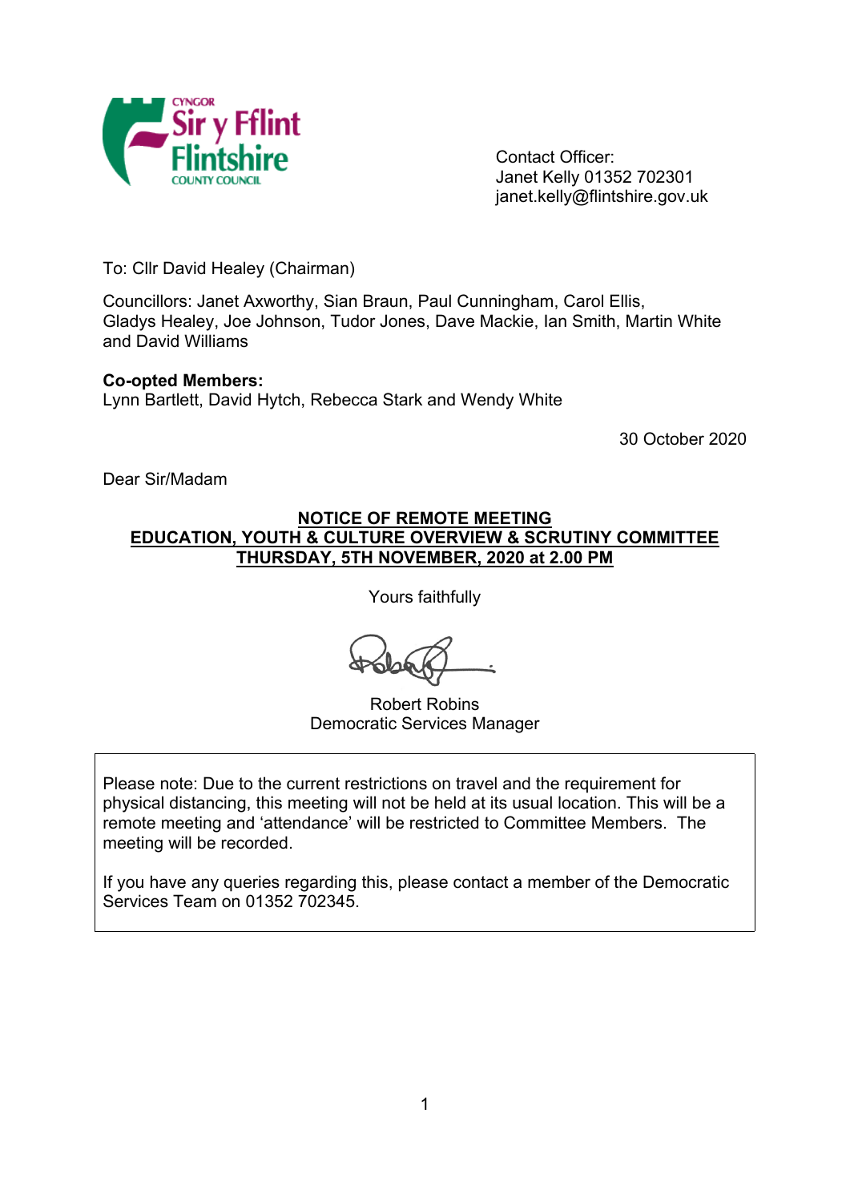Contact Officer:
Janet Kelly 01352 702301
janet.kelly@flintshire.gov.uk

To: Cllr David Healey (Chairman)

Councillors: Janet Axworthy, Sian Braun, Paul Cunningham, Carol Ellis, Gladys Healey, Joe Johnson, Tudor Jones, Dave Mackie, Ian Smith, Martin White and David Williams

**Co-opted Members:**
Lynn Bartlett, David Hytch, Rebecca Stark and Wendy White

30 October 2020

Dear Sir/Madam

**NOTICE OF REMOTE MEETING**
**EDUCATION, YOUTH & CULTURE OVERVIEW & SCRUTINY COMMITTEE**
**THURSDAY, 5TH NOVEMBER, 2020 at 2.00 PM**

Yours faithfully

Robert Robins
Democratic Services Manager

Please note: Due to the current restrictions on travel and the requirement for physical distancing, this meeting will not be held at its usual location. This will be a remote meeting and 'attendance' will be restricted to Committee Members. The meeting will be recorded.

If you have any queries regarding this, please contact a member of the Democratic Services Team on 01352 702345.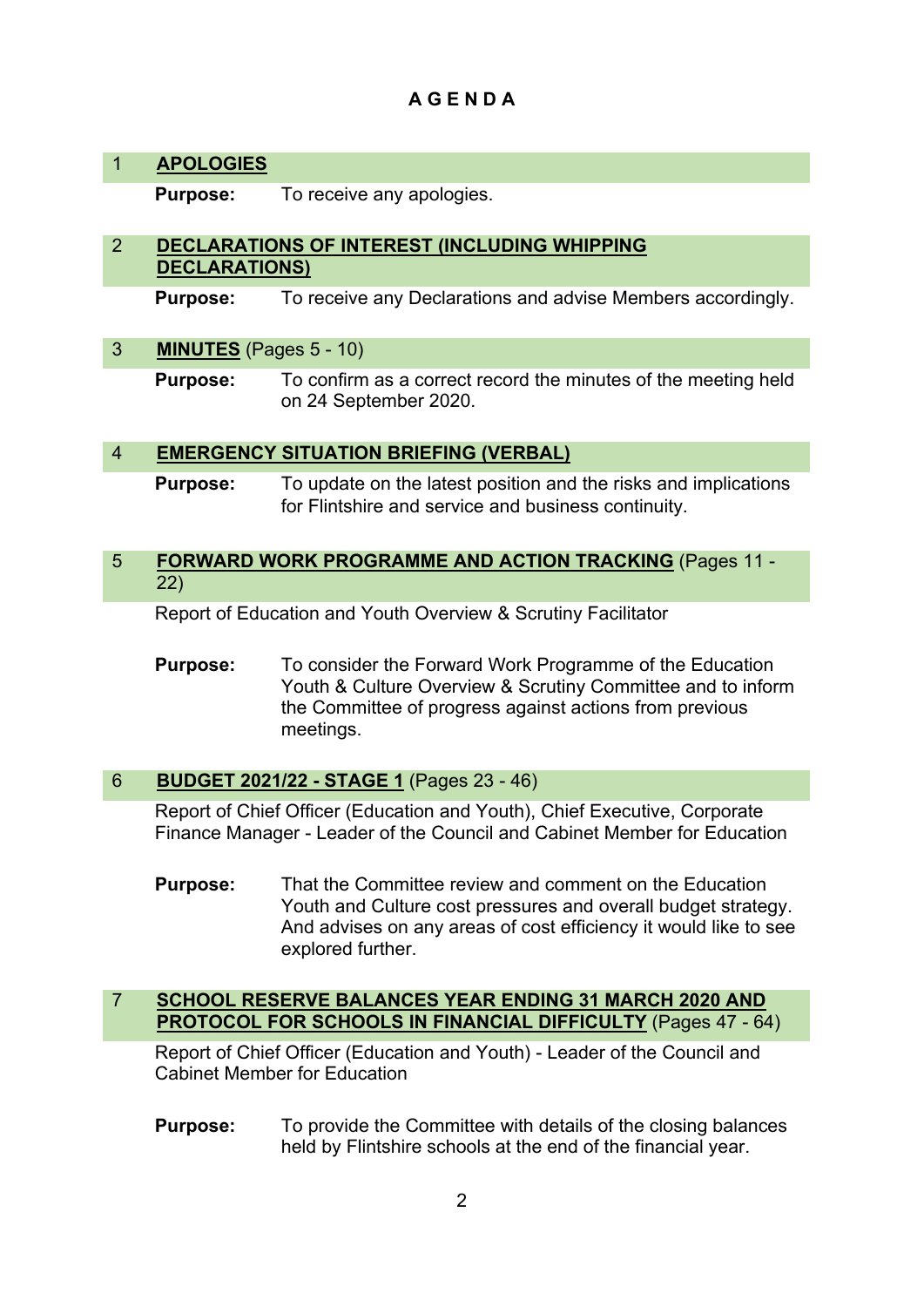# AGENDA

## 1 APOLOGIES

**Purpose:** To receive any apologies.

## 2 DECLARATIONS OF INTEREST (INCLUDING WHIPPING DECLARATIONS)

**Purpose:** To receive any Declarations and advise Members accordingly.

## 3 MINUTES (Pages 5 - 10)

**Purpose:** To confirm as a correct record the minutes of the meeting held on 24 September 2020.

## 4 EMERGENCY SITUATION BRIEFING (VERBAL)

**Purpose:** To update on the latest position and the risks and implications for Flintshire and service and business continuity.

## 5 FORWARD WORK PROGRAMME AND ACTION TRACKING (Pages 11 - 22)

Report of Education and Youth Overview & Scrutiny Facilitator

**Purpose:** To consider the Forward Work Programme of the Education Youth & Culture Overview & Scrutiny Committee and to inform the Committee of progress against actions from previous meetings.

## 6 BUDGET 2021/22 - STAGE 1 (Pages 23 - 46)

Report of Chief Officer (Education and Youth), Chief Executive, Corporate Finance Manager - Leader of the Council and Cabinet Member for Education

**Purpose:** That the Committee review and comment on the Education Youth and Culture cost pressures and overall budget strategy. And advises on any areas of cost efficiency it would like to see explored further.

## 7 SCHOOL RESERVE BALANCES YEAR ENDING 31 MARCH 2020 AND PROTOCOL FOR SCHOOLS IN FINANCIAL DIFFICULTY (Pages 47 - 64)

Report of Chief Officer (Education and Youth) - Leader of the Council and Cabinet Member for Education

**Purpose:** To provide the Committee with details of the closing balances held by Flintshire schools at the end of the financial year.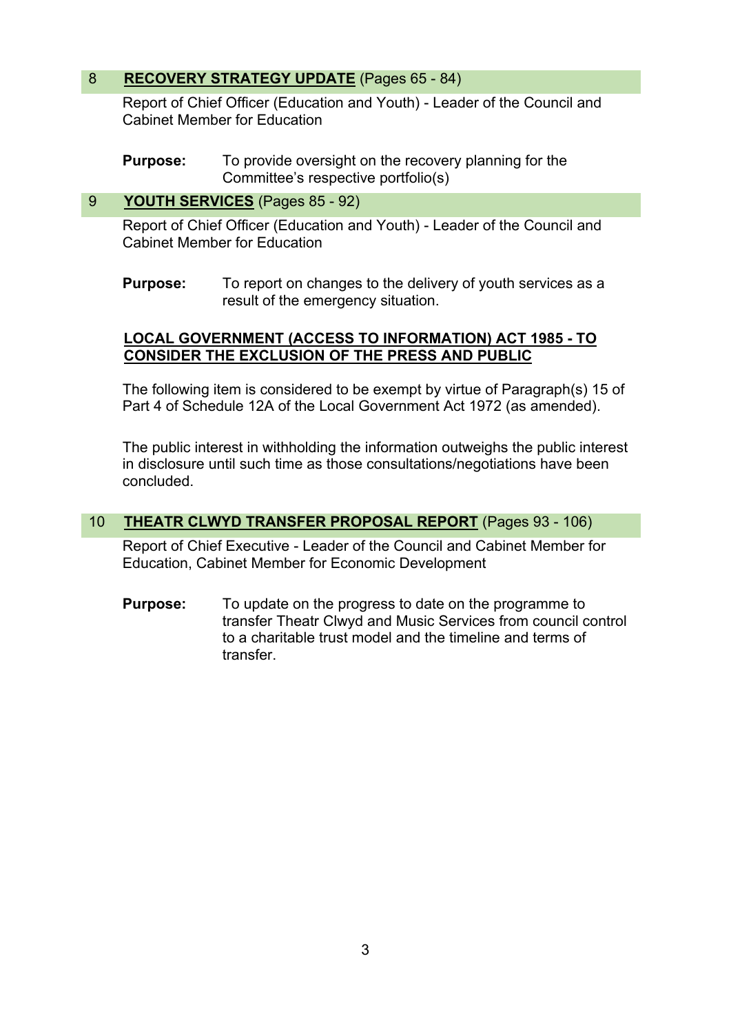## 8 **RECOVERY STRATEGY UPDATE** (Pages 65 - 84)

Report of Chief Officer (Education and Youth) - Leader of the Council and Cabinet Member for Education

**Purpose:** To provide oversight on the recovery planning for the Committee's respective portfolio(s)

## 9 **YOUTH SERVICES** (Pages 85 - 92)

Report of Chief Officer (Education and Youth) - Leader of the Council and Cabinet Member for Education

**Purpose:** To report on changes to the delivery of youth services as a result of the emergency situation.

**LOCAL GOVERNMENT (ACCESS TO INFORMATION) ACT 1985 - TO CONSIDER THE EXCLUSION OF THE PRESS AND PUBLIC**

The following item is considered to be exempt by virtue of Paragraph(s) 15 of Part 4 of Schedule 12A of the Local Government Act 1972 (as amended).

The public interest in withholding the information outweighs the public interest in disclosure until such time as those consultations/negotiations have been concluded.

## 10 **THEATR CLWYD TRANSFER PROPOSAL REPORT** (Pages 93 - 106)

Report of Chief Executive - Leader of the Council and Cabinet Member for Education, Cabinet Member for Economic Development

**Purpose:** To update on the progress to date on the programme to transfer Theatr Clwyd and Music Services from council control to a charitable trust model and the timeline and terms of transfer.